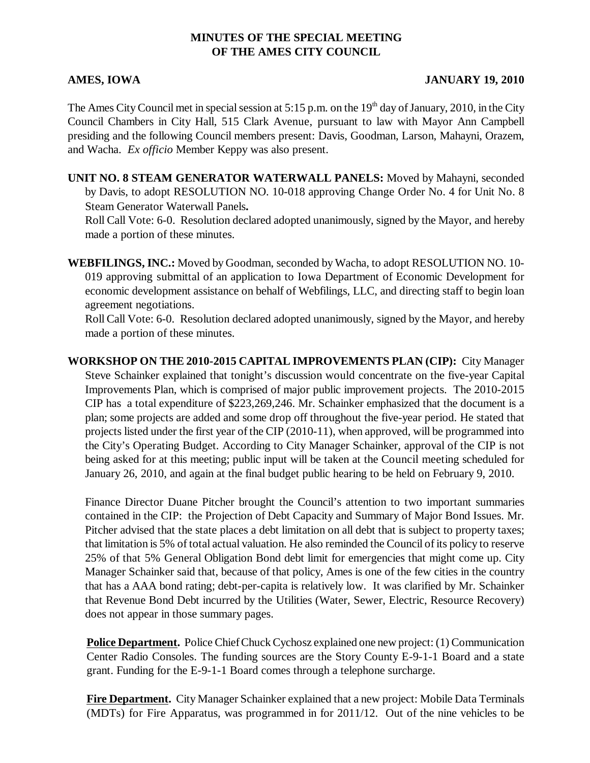# MINUTES OF THE SPECIAL MEETING OF THE AMES CITY COUNCIL

**AMES, IOWA** **JANUARY 19, 2010**

The Ames City Council met in special session at 5:15 p.m. on the 19th day of January, 2010, in the City Council Chambers in City Hall, 515 Clark Avenue, pursuant to law with Mayor Ann Campbell presiding and the following Council members present: Davis, Goodman, Larson, Mahayni, Orazem, and Wacha. *Ex officio* Member Keppy was also present.

**UNIT NO. 8 STEAM GENERATOR WATERWALL PANELS:** Moved by Mahayni, seconded by Davis, to adopt RESOLUTION NO. 10-018 approving Change Order No. 4 for Unit No. 8 Steam Generator Waterwall Panels**.**
Roll Call Vote: 6-0. Resolution declared adopted unanimously, signed by the Mayor, and hereby made a portion of these minutes.

**WEBFILINGS, INC.:** Moved by Goodman, seconded by Wacha, to adopt RESOLUTION NO. 10-019 approving submittal of an application to Iowa Department of Economic Development for economic development assistance on behalf of Webfilings, LLC, and directing staff to begin loan agreement negotiations.
Roll Call Vote: 6-0. Resolution declared adopted unanimously, signed by the Mayor, and hereby made a portion of these minutes.

**WORKSHOP ON THE 2010-2015 CAPITAL IMPROVEMENTS PLAN (CIP):** City Manager Steve Schainker explained that tonight's discussion would concentrate on the five-year Capital Improvements Plan, which is comprised of major public improvement projects. The 2010-2015 CIP has a total expenditure of $223,269,246. Mr. Schainker emphasized that the document is a plan; some projects are added and some drop off throughout the five-year period. He stated that projects listed under the first year of the CIP (2010-11), when approved, will be programmed into the City's Operating Budget. According to City Manager Schainker, approval of the CIP is not being asked for at this meeting; public input will be taken at the Council meeting scheduled for January 26, 2010, and again at the final budget public hearing to be held on February 9, 2010.

Finance Director Duane Pitcher brought the Council's attention to two important summaries contained in the CIP: the Projection of Debt Capacity and Summary of Major Bond Issues. Mr. Pitcher advised that the state places a debt limitation on all debt that is subject to property taxes; that limitation is 5% of total actual valuation. He also reminded the Council of its policy to reserve 25% of that 5% General Obligation Bond debt limit for emergencies that might come up. City Manager Schainker said that, because of that policy, Ames is one of the few cities in the country that has a AAA bond rating; debt-per-capita is relatively low. It was clarified by Mr. Schainker that Revenue Bond Debt incurred by the Utilities (Water, Sewer, Electric, Resource Recovery) does not appear in those summary pages.

**Police Department.** Police Chief Chuck Cychosz explained one new project: (1) Communication Center Radio Consoles. The funding sources are the Story County E-9-1-1 Board and a state grant. Funding for the E-9-1-1 Board comes through a telephone surcharge.

**Fire Department.** City Manager Schainker explained that a new project: Mobile Data Terminals (MDTs) for Fire Apparatus, was programmed in for 2011/12. Out of the nine vehicles to be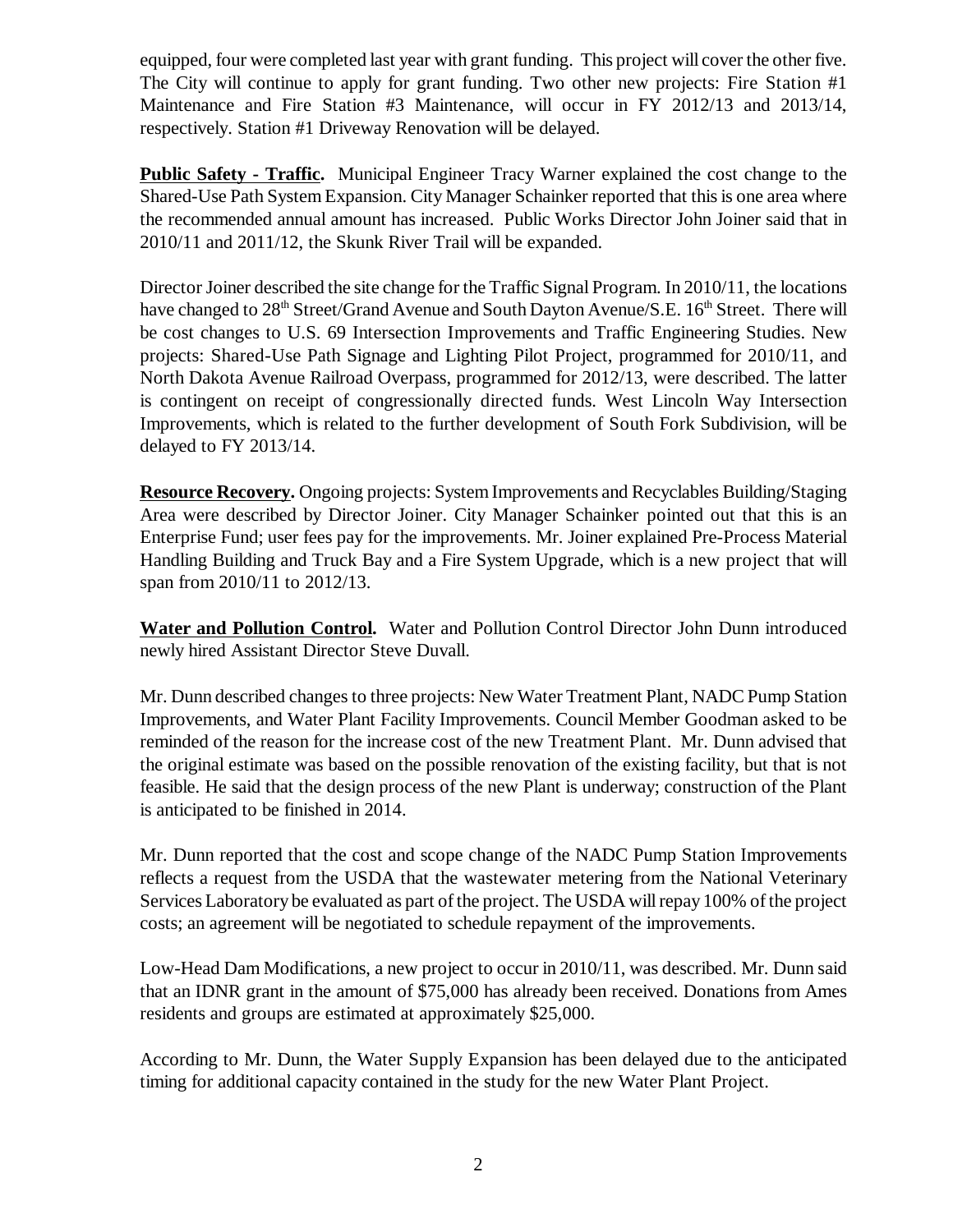equipped, four were completed last year with grant funding. This project will cover the other five. The City will continue to apply for grant funding. Two other new projects: Fire Station #1 Maintenance and Fire Station #3 Maintenance, will occur in FY 2012/13 and 2013/14, respectively. Station #1 Driveway Renovation will be delayed.

**Public Safety - Traffic.** Municipal Engineer Tracy Warner explained the cost change to the Shared-Use Path System Expansion. City Manager Schainker reported that this is one area where the recommended annual amount has increased. Public Works Director John Joiner said that in 2010/11 and 2011/12, the Skunk River Trail will be expanded.

Director Joiner described the site change for the Traffic Signal Program. In 2010/11, the locations have changed to 28th Street/Grand Avenue and South Dayton Avenue/S.E. 16th Street. There will be cost changes to U.S. 69 Intersection Improvements and Traffic Engineering Studies. New projects: Shared-Use Path Signage and Lighting Pilot Project, programmed for 2010/11, and North Dakota Avenue Railroad Overpass, programmed for 2012/13, were described. The latter is contingent on receipt of congressionally directed funds. West Lincoln Way Intersection Improvements, which is related to the further development of South Fork Subdivision, will be delayed to FY 2013/14.

**Resource Recovery.** Ongoing projects: System Improvements and Recyclables Building/Staging Area were described by Director Joiner. City Manager Schainker pointed out that this is an Enterprise Fund; user fees pay for the improvements. Mr. Joiner explained Pre-Process Material Handling Building and Truck Bay and a Fire System Upgrade, which is a new project that will span from 2010/11 to 2012/13.

**Water and Pollution Control.** Water and Pollution Control Director John Dunn introduced newly hired Assistant Director Steve Duvall.

Mr. Dunn described changes to three projects: New Water Treatment Plant, NADC Pump Station Improvements, and Water Plant Facility Improvements. Council Member Goodman asked to be reminded of the reason for the increase cost of the new Treatment Plant. Mr. Dunn advised that the original estimate was based on the possible renovation of the existing facility, but that is not feasible. He said that the design process of the new Plant is underway; construction of the Plant is anticipated to be finished in 2014.

Mr. Dunn reported that the cost and scope change of the NADC Pump Station Improvements reflects a request from the USDA that the wastewater metering from the National Veterinary Services Laboratory be evaluated as part of the project. The USDA will repay 100% of the project costs; an agreement will be negotiated to schedule repayment of the improvements.

Low-Head Dam Modifications, a new project to occur in 2010/11, was described. Mr. Dunn said that an IDNR grant in the amount of $75,000 has already been received. Donations from Ames residents and groups are estimated at approximately $25,000.

According to Mr. Dunn, the Water Supply Expansion has been delayed due to the anticipated timing for additional capacity contained in the study for the new Water Plant Project.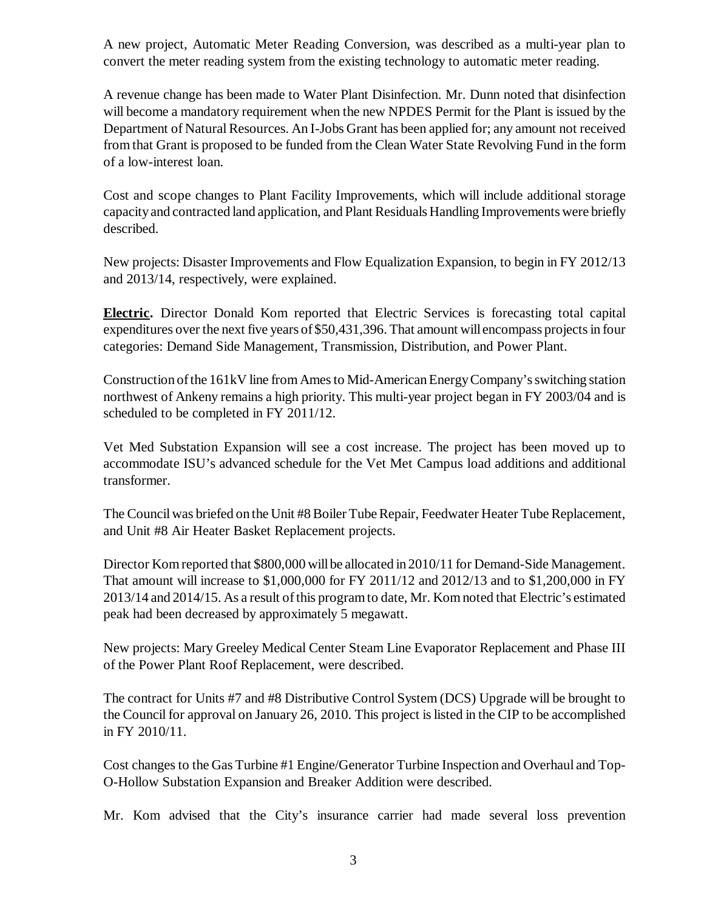A new project, Automatic Meter Reading Conversion, was described as a multi-year plan to convert the meter reading system from the existing technology to automatic meter reading.

A revenue change has been made to Water Plant Disinfection. Mr. Dunn noted that disinfection will become a mandatory requirement when the new NPDES Permit for the Plant is issued by the Department of Natural Resources. An I-Jobs Grant has been applied for; any amount not received from that Grant is proposed to be funded from the Clean Water State Revolving Fund in the form of a low-interest loan.

Cost and scope changes to Plant Facility Improvements, which will include additional storage capacity and contracted land application, and Plant Residuals Handling Improvements were briefly described.

New projects: Disaster Improvements and Flow Equalization Expansion, to begin in FY 2012/13 and 2013/14, respectively, were explained.

**Electric.** Director Donald Kom reported that Electric Services is forecasting total capital expenditures over the next five years of $50,431,396. That amount will encompass projects in four categories: Demand Side Management, Transmission, Distribution, and Power Plant.

Construction of the 161kV line from Ames to Mid-American Energy Company's switching station northwest of Ankeny remains a high priority. This multi-year project began in FY 2003/04 and is scheduled to be completed in FY 2011/12.

Vet Med Substation Expansion will see a cost increase. The project has been moved up to accommodate ISU's advanced schedule for the Vet Met Campus load additions and additional transformer.

The Council was briefed on the Unit #8 Boiler Tube Repair, Feedwater Heater Tube Replacement, and Unit #8 Air Heater Basket Replacement projects.

Director Kom reported that $800,000 will be allocated in 2010/11 for Demand-Side Management. That amount will increase to $1,000,000 for FY 2011/12 and 2012/13 and to $1,200,000 in FY 2013/14 and 2014/15. As a result of this program to date, Mr. Kom noted that Electric's estimated peak had been decreased by approximately 5 megawatt.

New projects: Mary Greeley Medical Center Steam Line Evaporator Replacement and Phase III of the Power Plant Roof Replacement, were described.

The contract for Units #7 and #8 Distributive Control System (DCS) Upgrade will be brought to the Council for approval on January 26, 2010. This project is listed in the CIP to be accomplished in FY 2010/11.

Cost changes to the Gas Turbine #1 Engine/Generator Turbine Inspection and Overhaul and Top-O-Hollow Substation Expansion and Breaker Addition were described.

Mr. Kom advised that the City's insurance carrier had made several loss prevention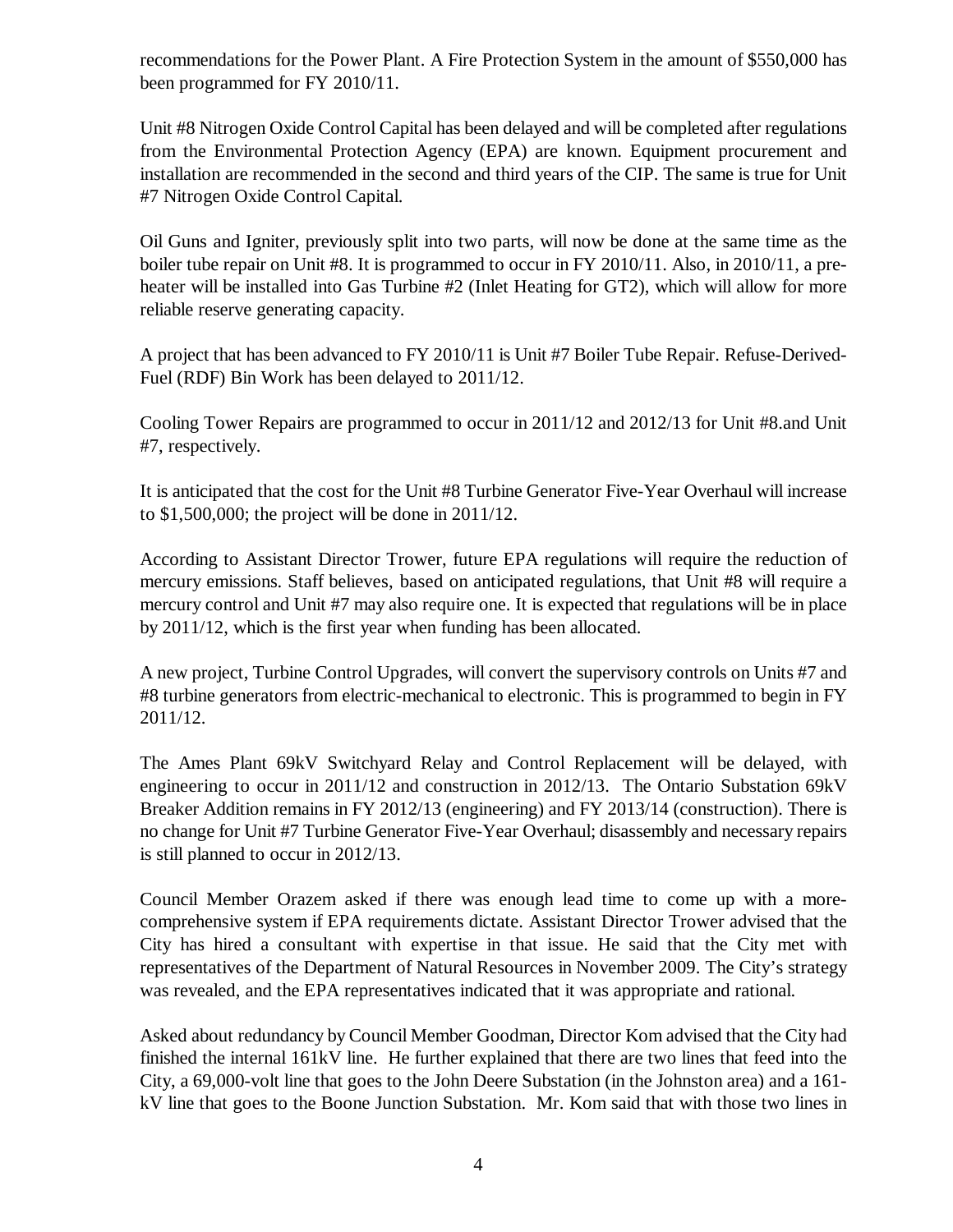recommendations for the Power Plant. A Fire Protection System in the amount of $550,000 has been programmed for FY 2010/11.

Unit #8 Nitrogen Oxide Control Capital has been delayed and will be completed after regulations from the Environmental Protection Agency (EPA) are known. Equipment procurement and installation are recommended in the second and third years of the CIP. The same is true for Unit #7 Nitrogen Oxide Control Capital.

Oil Guns and Igniter, previously split into two parts, will now be done at the same time as the boiler tube repair on Unit #8. It is programmed to occur in FY 2010/11. Also, in 2010/11, a pre-heater will be installed into Gas Turbine #2 (Inlet Heating for GT2), which will allow for more reliable reserve generating capacity.

A project that has been advanced to FY 2010/11 is Unit #7 Boiler Tube Repair. Refuse-Derived-Fuel (RDF) Bin Work has been delayed to 2011/12.

Cooling Tower Repairs are programmed to occur in 2011/12 and 2012/13 for Unit #8.and Unit #7, respectively.

It is anticipated that the cost for the Unit #8 Turbine Generator Five-Year Overhaul will increase to $1,500,000; the project will be done in 2011/12.

According to Assistant Director Trower, future EPA regulations will require the reduction of mercury emissions. Staff believes, based on anticipated regulations, that Unit #8 will require a mercury control and Unit #7 may also require one. It is expected that regulations will be in place by 2011/12, which is the first year when funding has been allocated.

A new project, Turbine Control Upgrades, will convert the supervisory controls on Units #7 and #8 turbine generators from electric-mechanical to electronic. This is programmed to begin in FY 2011/12.

The Ames Plant 69kV Switchyard Relay and Control Replacement will be delayed, with engineering to occur in 2011/12 and construction in 2012/13. The Ontario Substation 69kV Breaker Addition remains in FY 2012/13 (engineering) and FY 2013/14 (construction). There is no change for Unit #7 Turbine Generator Five-Year Overhaul; disassembly and necessary repairs is still planned to occur in 2012/13.

Council Member Orazem asked if there was enough lead time to come up with a more-comprehensive system if EPA requirements dictate. Assistant Director Trower advised that the City has hired a consultant with expertise in that issue. He said that the City met with representatives of the Department of Natural Resources in November 2009. The City's strategy was revealed, and the EPA representatives indicated that it was appropriate and rational.

Asked about redundancy by Council Member Goodman, Director Kom advised that the City had finished the internal 161kV line. He further explained that there are two lines that feed into the City, a 69,000-volt line that goes to the John Deere Substation (in the Johnston area) and a 161-kV line that goes to the Boone Junction Substation. Mr. Kom said that with those two lines in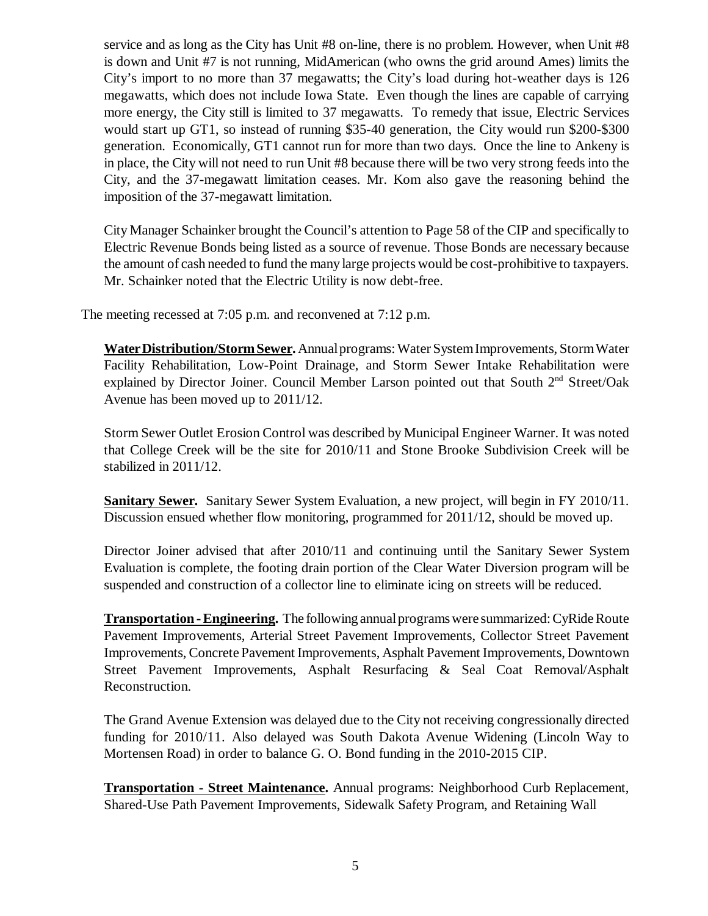service and as long as the City has Unit #8 on-line, there is no problem. However, when Unit #8 is down and Unit #7 is not running, MidAmerican (who owns the grid around Ames) limits the City's import to no more than 37 megawatts; the City's load during hot-weather days is 126 megawatts, which does not include Iowa State. Even though the lines are capable of carrying more energy, the City still is limited to 37 megawatts. To remedy that issue, Electric Services would start up GT1, so instead of running $35-40 generation, the City would run $200-$300 generation. Economically, GT1 cannot run for more than two days. Once the line to Ankeny is in place, the City will not need to run Unit #8 because there will be two very strong feeds into the City, and the 37-megawatt limitation ceases. Mr. Kom also gave the reasoning behind the imposition of the 37-megawatt limitation.

City Manager Schainker brought the Council's attention to Page 58 of the CIP and specifically to Electric Revenue Bonds being listed as a source of revenue. Those Bonds are necessary because the amount of cash needed to fund the many large projects would be cost-prohibitive to taxpayers. Mr. Schainker noted that the Electric Utility is now debt-free.

The meeting recessed at 7:05 p.m. and reconvened at 7:12 p.m.

**Water Distribution/Storm Sewer.** Annual programs: Water System Improvements, Storm Water Facility Rehabilitation, Low-Point Drainage, and Storm Sewer Intake Rehabilitation were explained by Director Joiner. Council Member Larson pointed out that South 2nd Street/Oak Avenue has been moved up to 2011/12.

Storm Sewer Outlet Erosion Control was described by Municipal Engineer Warner. It was noted that College Creek will be the site for 2010/11 and Stone Brooke Subdivision Creek will be stabilized in 2011/12.

**Sanitary Sewer.** Sanitary Sewer System Evaluation, a new project, will begin in FY 2010/11. Discussion ensued whether flow monitoring, programmed for 2011/12, should be moved up.

Director Joiner advised that after 2010/11 and continuing until the Sanitary Sewer System Evaluation is complete, the footing drain portion of the Clear Water Diversion program will be suspended and construction of a collector line to eliminate icing on streets will be reduced.

**Transportation - Engineering.** The following annual programs were summarized: CyRide Route Pavement Improvements, Arterial Street Pavement Improvements, Collector Street Pavement Improvements, Concrete Pavement Improvements, Asphalt Pavement Improvements, Downtown Street Pavement Improvements, Asphalt Resurfacing & Seal Coat Removal/Asphalt Reconstruction.

The Grand Avenue Extension was delayed due to the City not receiving congressionally directed funding for 2010/11. Also delayed was South Dakota Avenue Widening (Lincoln Way to Mortensen Road) in order to balance G. O. Bond funding in the 2010-2015 CIP.

**Transportation - Street Maintenance.** Annual programs: Neighborhood Curb Replacement, Shared-Use Path Pavement Improvements, Sidewalk Safety Program, and Retaining Wall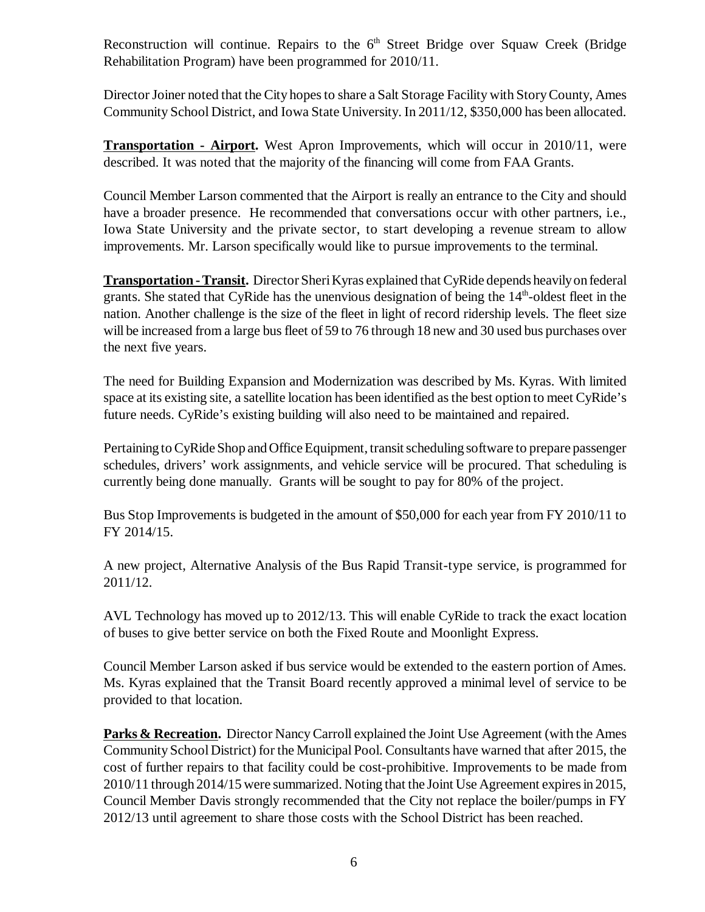Reconstruction will continue. Repairs to the 6th Street Bridge over Squaw Creek (Bridge Rehabilitation Program) have been programmed for 2010/11.

Director Joiner noted that the City hopes to share a Salt Storage Facility with Story County, Ames Community School District, and Iowa State University. In 2011/12, $350,000 has been allocated.

**Transportation - Airport.** West Apron Improvements, which will occur in 2010/11, were described. It was noted that the majority of the financing will come from FAA Grants.

Council Member Larson commented that the Airport is really an entrance to the City and should have a broader presence. He recommended that conversations occur with other partners, i.e., Iowa State University and the private sector, to start developing a revenue stream to allow improvements. Mr. Larson specifically would like to pursue improvements to the terminal.

**Transportation - Transit.** Director Sheri Kyras explained that CyRide depends heavily on federal grants. She stated that CyRide has the unenvious designation of being the 14th-oldest fleet in the nation. Another challenge is the size of the fleet in light of record ridership levels. The fleet size will be increased from a large bus fleet of 59 to 76 through 18 new and 30 used bus purchases over the next five years.

The need for Building Expansion and Modernization was described by Ms. Kyras. With limited space at its existing site, a satellite location has been identified as the best option to meet CyRide's future needs. CyRide's existing building will also need to be maintained and repaired.

Pertaining to CyRide Shop and Office Equipment, transit scheduling software to prepare passenger schedules, drivers' work assignments, and vehicle service will be procured. That scheduling is currently being done manually. Grants will be sought to pay for 80% of the project.

Bus Stop Improvements is budgeted in the amount of $50,000 for each year from FY 2010/11 to FY 2014/15.

A new project, Alternative Analysis of the Bus Rapid Transit-type service, is programmed for 2011/12.

AVL Technology has moved up to 2012/13. This will enable CyRide to track the exact location of buses to give better service on both the Fixed Route and Moonlight Express.

Council Member Larson asked if bus service would be extended to the eastern portion of Ames. Ms. Kyras explained that the Transit Board recently approved a minimal level of service to be provided to that location.

**Parks & Recreation.** Director Nancy Carroll explained the Joint Use Agreement (with the Ames Community School District) for the Municipal Pool. Consultants have warned that after 2015, the cost of further repairs to that facility could be cost-prohibitive. Improvements to be made from 2010/11 through 2014/15 were summarized. Noting that the Joint Use Agreement expires in 2015, Council Member Davis strongly recommended that the City not replace the boiler/pumps in FY 2012/13 until agreement to share those costs with the School District has been reached.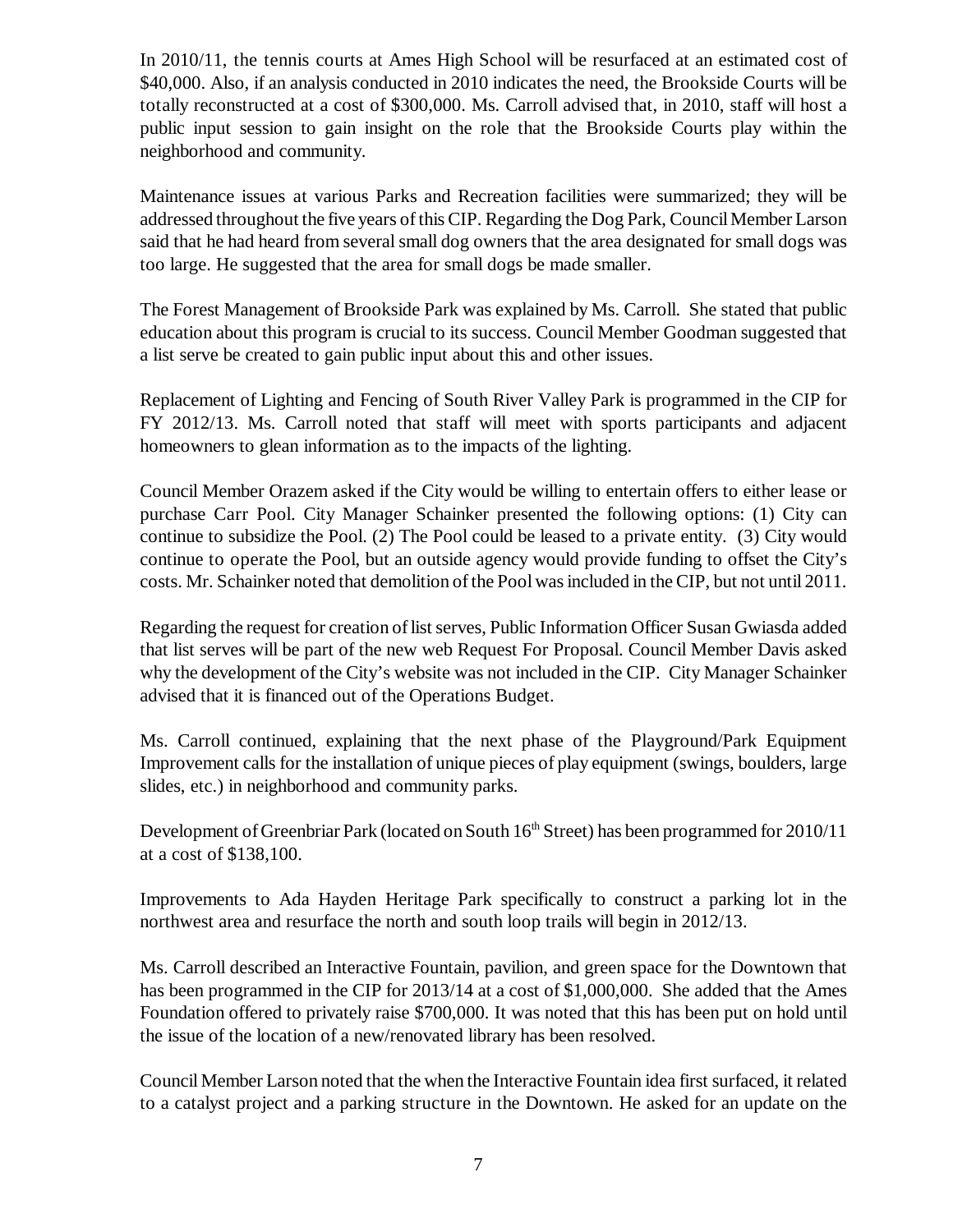In 2010/11, the tennis courts at Ames High School will be resurfaced at an estimated cost of $40,000. Also, if an analysis conducted in 2010 indicates the need, the Brookside Courts will be totally reconstructed at a cost of $300,000. Ms. Carroll advised that, in 2010, staff will host a public input session to gain insight on the role that the Brookside Courts play within the neighborhood and community.

Maintenance issues at various Parks and Recreation facilities were summarized; they will be addressed throughout the five years of this CIP. Regarding the Dog Park, Council Member Larson said that he had heard from several small dog owners that the area designated for small dogs was too large. He suggested that the area for small dogs be made smaller.

The Forest Management of Brookside Park was explained by Ms. Carroll. She stated that public education about this program is crucial to its success. Council Member Goodman suggested that a list serve be created to gain public input about this and other issues.

Replacement of Lighting and Fencing of South River Valley Park is programmed in the CIP for FY 2012/13. Ms. Carroll noted that staff will meet with sports participants and adjacent homeowners to glean information as to the impacts of the lighting.

Council Member Orazem asked if the City would be willing to entertain offers to either lease or purchase Carr Pool. City Manager Schainker presented the following options: (1) City can continue to subsidize the Pool. (2) The Pool could be leased to a private entity. (3) City would continue to operate the Pool, but an outside agency would provide funding to offset the City's costs. Mr. Schainker noted that demolition of the Pool was included in the CIP, but not until 2011.

Regarding the request for creation of list serves, Public Information Officer Susan Gwiasda added that list serves will be part of the new web Request For Proposal. Council Member Davis asked why the development of the City's website was not included in the CIP. City Manager Schainker advised that it is financed out of the Operations Budget.

Ms. Carroll continued, explaining that the next phase of the Playground/Park Equipment Improvement calls for the installation of unique pieces of play equipment (swings, boulders, large slides, etc.) in neighborhood and community parks.

Development of Greenbriar Park (located on South 16th Street) has been programmed for 2010/11 at a cost of $138,100.

Improvements to Ada Hayden Heritage Park specifically to construct a parking lot in the northwest area and resurface the north and south loop trails will begin in 2012/13.

Ms. Carroll described an Interactive Fountain, pavilion, and green space for the Downtown that has been programmed in the CIP for 2013/14 at a cost of $1,000,000. She added that the Ames Foundation offered to privately raise $700,000. It was noted that this has been put on hold until the issue of the location of a new/renovated library has been resolved.

Council Member Larson noted that the when the Interactive Fountain idea first surfaced, it related to a catalyst project and a parking structure in the Downtown. He asked for an update on the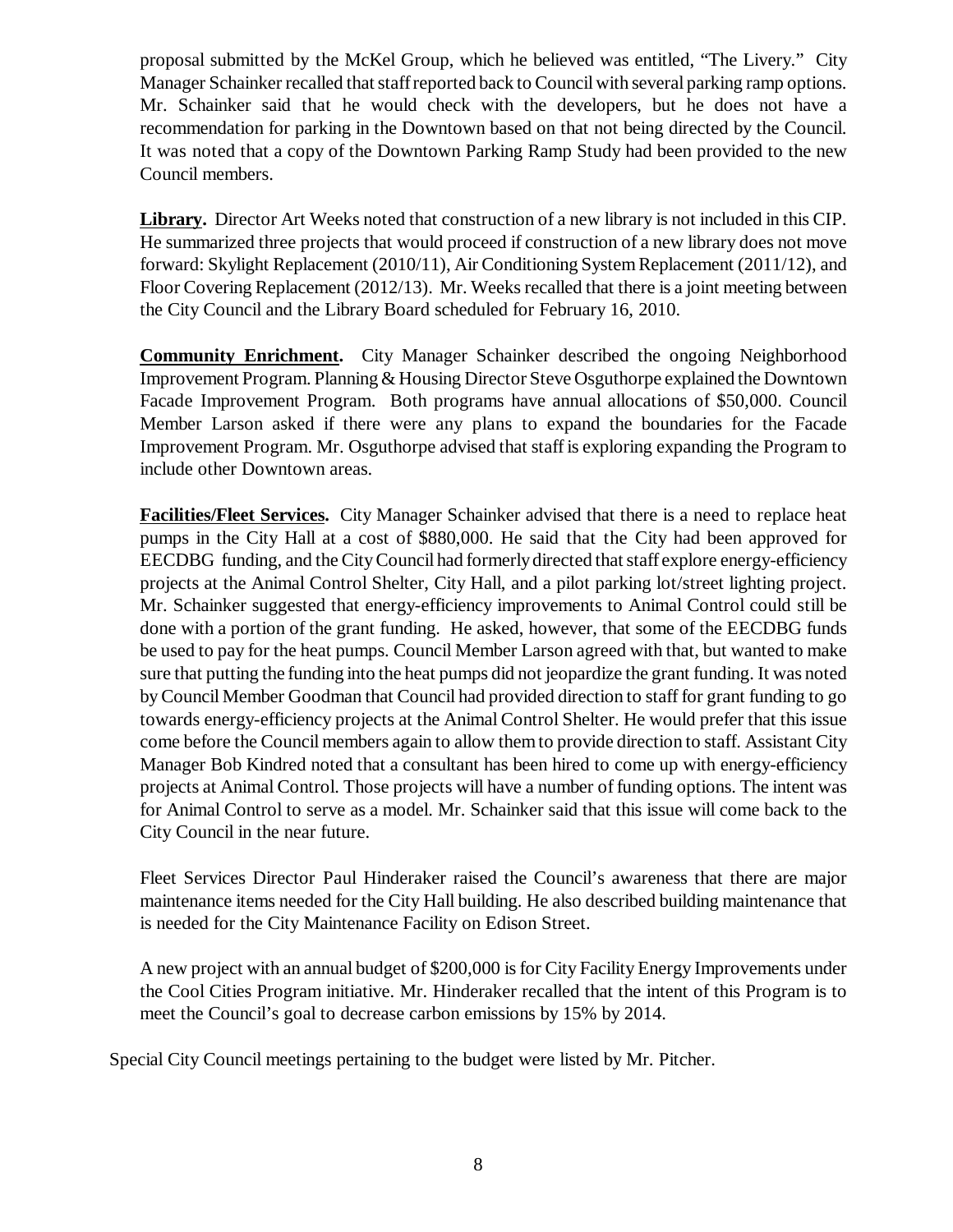proposal submitted by the McKel Group, which he believed was entitled, "The Livery." City Manager Schainker recalled that staff reported back to Council with several parking ramp options. Mr. Schainker said that he would check with the developers, but he does not have a recommendation for parking in the Downtown based on that not being directed by the Council. It was noted that a copy of the Downtown Parking Ramp Study had been provided to the new Council members.

**Library.** Director Art Weeks noted that construction of a new library is not included in this CIP. He summarized three projects that would proceed if construction of a new library does not move forward: Skylight Replacement (2010/11), Air Conditioning System Replacement (2011/12), and Floor Covering Replacement (2012/13). Mr. Weeks recalled that there is a joint meeting between the City Council and the Library Board scheduled for February 16, 2010.

**Community Enrichment.** City Manager Schainker described the ongoing Neighborhood Improvement Program. Planning & Housing Director Steve Osguthorpe explained the Downtown Facade Improvement Program. Both programs have annual allocations of $50,000. Council Member Larson asked if there were any plans to expand the boundaries for the Facade Improvement Program. Mr. Osguthorpe advised that staff is exploring expanding the Program to include other Downtown areas.

**Facilities/Fleet Services.** City Manager Schainker advised that there is a need to replace heat pumps in the City Hall at a cost of $880,000. He said that the City had been approved for EECDBG funding, and the City Council had formerly directed that staff explore energy-efficiency projects at the Animal Control Shelter, City Hall, and a pilot parking lot/street lighting project. Mr. Schainker suggested that energy-efficiency improvements to Animal Control could still be done with a portion of the grant funding. He asked, however, that some of the EECDBG funds be used to pay for the heat pumps. Council Member Larson agreed with that, but wanted to make sure that putting the funding into the heat pumps did not jeopardize the grant funding. It was noted by Council Member Goodman that Council had provided direction to staff for grant funding to go towards energy-efficiency projects at the Animal Control Shelter. He would prefer that this issue come before the Council members again to allow them to provide direction to staff. Assistant City Manager Bob Kindred noted that a consultant has been hired to come up with energy-efficiency projects at Animal Control. Those projects will have a number of funding options. The intent was for Animal Control to serve as a model. Mr. Schainker said that this issue will come back to the City Council in the near future.

Fleet Services Director Paul Hinderaker raised the Council's awareness that there are major maintenance items needed for the City Hall building. He also described building maintenance that is needed for the City Maintenance Facility on Edison Street.

A new project with an annual budget of $200,000 is for City Facility Energy Improvements under the Cool Cities Program initiative. Mr. Hinderaker recalled that the intent of this Program is to meet the Council's goal to decrease carbon emissions by 15% by 2014.

Special City Council meetings pertaining to the budget were listed by Mr. Pitcher.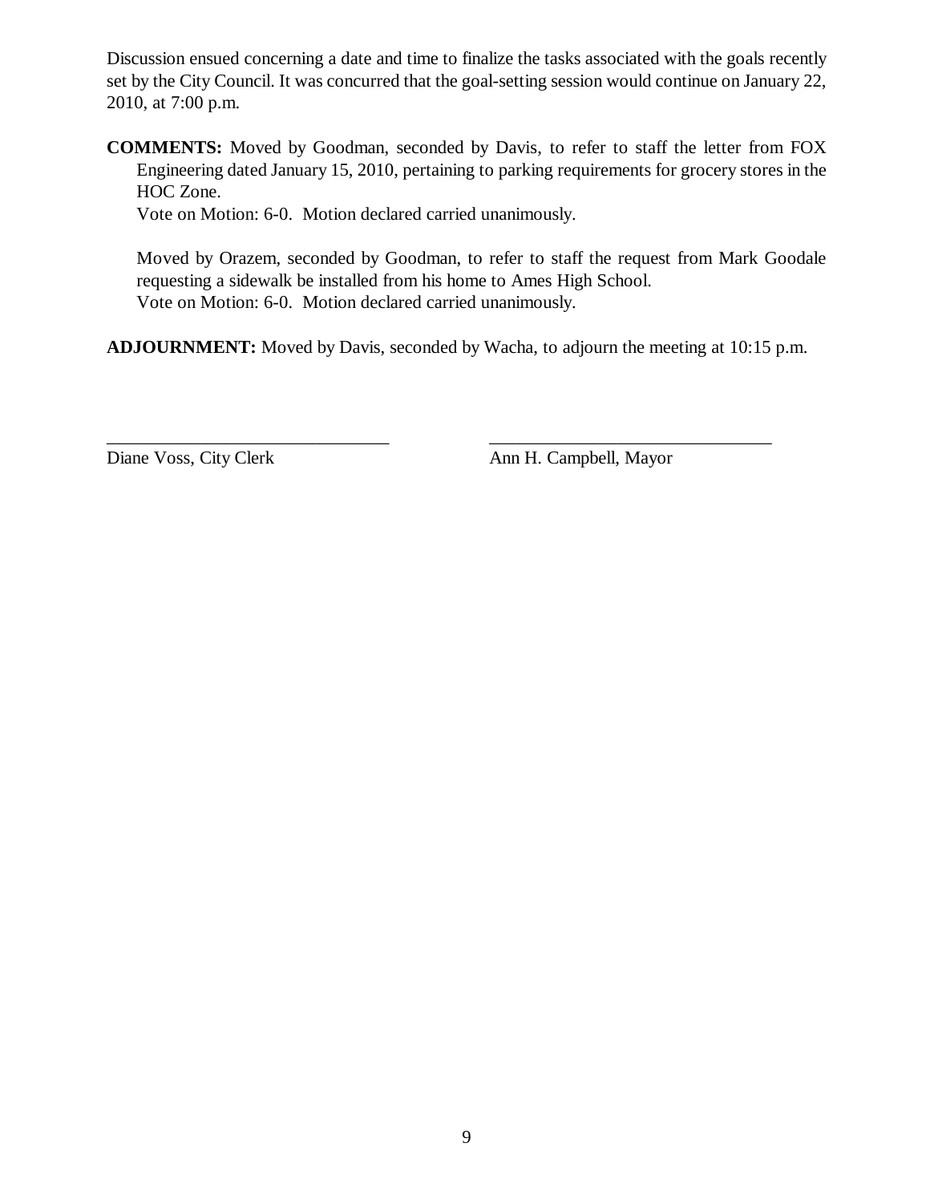Discussion ensued concerning a date and time to finalize the tasks associated with the goals recently set by the City Council. It was concurred that the goal-setting session would continue on January 22, 2010, at 7:00 p.m.

**COMMENTS:** Moved by Goodman, seconded by Davis, to refer to staff the letter from FOX Engineering dated January 15, 2010, pertaining to parking requirements for grocery stores in the HOC Zone.
Vote on Motion: 6-0. Motion declared carried unanimously.

Moved by Orazem, seconded by Goodman, to refer to staff the request from Mark Goodale requesting a sidewalk be installed from his home to Ames High School.
Vote on Motion: 6-0. Motion declared carried unanimously.

**ADJOURNMENT:** Moved by Davis, seconded by Wacha, to adjourn the meeting at 10:15 p.m.

\_\_\_\_\_\_\_\_\_\_\_\_\_\_\_\_\_\_\_\_\_\_\_\_\_\_\_\_\_\_\_\_
Diane Voss, City Clerk

\_\_\_\_\_\_\_\_\_\_\_\_\_\_\_\_\_\_\_\_\_\_\_\_\_\_\_\_\_\_\_\_
Ann H. Campbell, Mayor